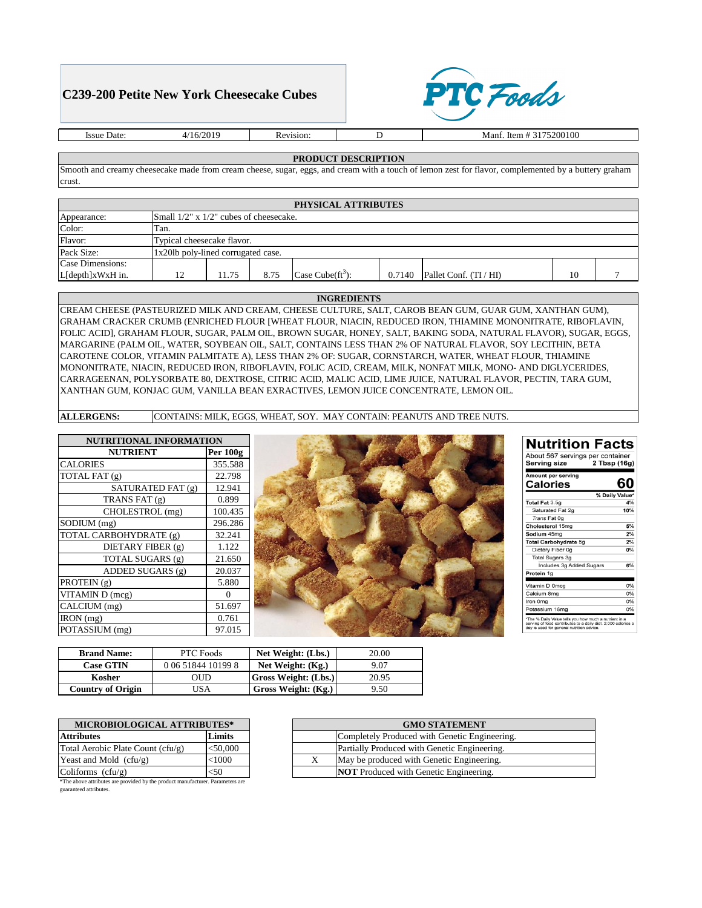# C239-200 Petite New York Cheesecake Cubes

PTC Foods

| Issue Date: | 4/16/2019 | Revision: | D | Manf. Item # 3175200100 |
|---|---|---|---|---|

## PRODUCT DESCRIPTION

Smooth and creamy cheesecake made from cream cheese, sugar, eggs, and cream with a touch of lemon zest for flavor, complemented by a buttery graham crust.

## PHYSICAL ATTRIBUTES

| | | | | | | | | |
|---|---|---|---|---|---|---|---|---|
| Appearance: | Small 1/2" x 1/2" cubes of cheesecake. | | | | | | | |
| Color: | Tan. | | | | | | | |
| Flavor: | Typical cheesecake flavor. | | | | | | | |
| Pack Size: | 1x20lb poly-lined corrugated case. | | | | | | | |
| Case Dimensions: L[depth]xWxH in. | 12 | 11.75 | 8.75 | Case Cube($ft^3$): | 0.7140 | Pallet Conf. (TI / HI) | 10 | 7 |

## INGREDIENTS

CREAM CHEESE (PASTEURIZED MILK AND CREAM, CHEESE CULTURE, SALT, CAROB BEAN GUM, GUAR GUM, XANTHAN GUM), GRAHAM CRACKER CRUMB (ENRICHED FLOUR [WHEAT FLOUR, NIACIN, REDUCED IRON, THIAMINE MONONITRATE, RIBOFLAVIN, FOLIC ACID], GRAHAM FLOUR, SUGAR, PALM OIL, BROWN SUGAR, HONEY, SALT, BAKING SODA, NATURAL FLAVOR), SUGAR, EGGS, MARGARINE (PALM OIL, WATER, SOYBEAN OIL, SALT, CONTAINS LESS THAN 2% OF NATURAL FLAVOR, SOY LECITHIN, BETA CAROTENE COLOR, VITAMIN PALMITATE A), LESS THAN 2% OF: SUGAR, CORNSTARCH, WATER, WHEAT FLOUR, THIAMINE MONONITRATE, NIACIN, REDUCED IRON, RIBOFLAVIN, FOLIC ACID, CREAM, MILK, NONFAT MILK, MONO- AND DIGLYCERIDES, CARRAGEENAN, POLYSORBATE 80, DEXTROSE, CITRIC ACID, MALIC ACID, LIME JUICE, NATURAL FLAVOR, PECTIN, TARA GUM, XANTHAN GUM, KONJAC GUM, VANILLA BEAN EXRACTIVES, LEMON JUICE CONCENTRATE, LEMON OIL.

**ALLERGENS:** CONTAINS: MILK, EGGS, WHEAT, SOY. MAY CONTAIN: PEANUTS AND TREE NUTS.

## NUTRITIONAL INFORMATION

| NUTRIENT | Per 100g |
|---|---|
| CALORIES | 355.588 |
| TOTAL FAT (g) | 22.798 |
| SATURATED FAT (g) | 12.941 |
| TRANS FAT (g) | 0.899 |
| CHOLESTROL (mg) | 100.435 |
| SODIUM (mg) | 296.286 |
| TOTAL CARBOHYDRATE (g) | 32.241 |
| DIETARY FIBER (g) | 1.122 |
| TOTAL SUGARS (g) | 21.650 |
| ADDED SUGARS (g) | 20.037 |
| PROTEIN (g) | 5.880 |
| VITAMIN D (mcg) | 0 |
| CALCIUM (mg) | 51.697 |
| IRON (mg) | 0.761 |
| POTASSIUM (mg) | 97.015 |

### Nutrition Facts

About 567 servings per container
**Serving size** 2 Tbsp (16g)

Amount per serving
**Calories** 60

| | % Daily Value* |
|---|---|
| Total Fat 3.5g | 4% |
| Saturated Fat 2g | 10% |
| *Trans* Fat 0g | |
| Cholesterol 15mg | 5% |
| Sodium 45mg | 2% |
| Total Carbohydrate 5g | 2% |
| Dietary Fiber 0g | 0% |
| Total Sugars 3g | |
| Includes 3g Added Sugars | 6% |
| Protein 1g | |
| Vitamin D 0mcg | 0% |
| Calcium 8mg | 0% |
| Iron 0mg | 0% |
| Potassium 16mg | 0% |

*The % Daily Value tells you how much a nutrient in a serving of food contributes to a daily diet. 2,000 calories a day is used for general nutrition advice.

| Brand Name: | PTC Foods | Net Weight: (Lbs.) | 20.00 |
|---|---|---|---|
| Case GTIN | 0 06 51844 10199 8 | Net Weight: (Kg.) | 9.07 |
| Kosher | OUD | Gross Weight: (Lbs.) | 20.95 |
| Country of Origin | USA | Gross Weight: (Kg.) | 9.50 |

## MICROBIOLOGICAL ATTRIBUTES*

| Attributes | Limits |
|---|---|
| Total Aerobic Plate Count (cfu/g) | <50,000 |
| Yeast and Mold (cfu/g) | <1000 |
| Coliforms (cfu/g) | <50 |

*The above attributes are provided by the product manufacturer. Parameters are guaranteed attributes.

## GMO STATEMENT

| | |
|---|---|
| | Completely Produced with Genetic Engineering. |
| | Partially Produced with Genetic Engineering. |
| X | May be produced with Genetic Engineering. |
| | **NOT** Produced with Genetic Engineering. |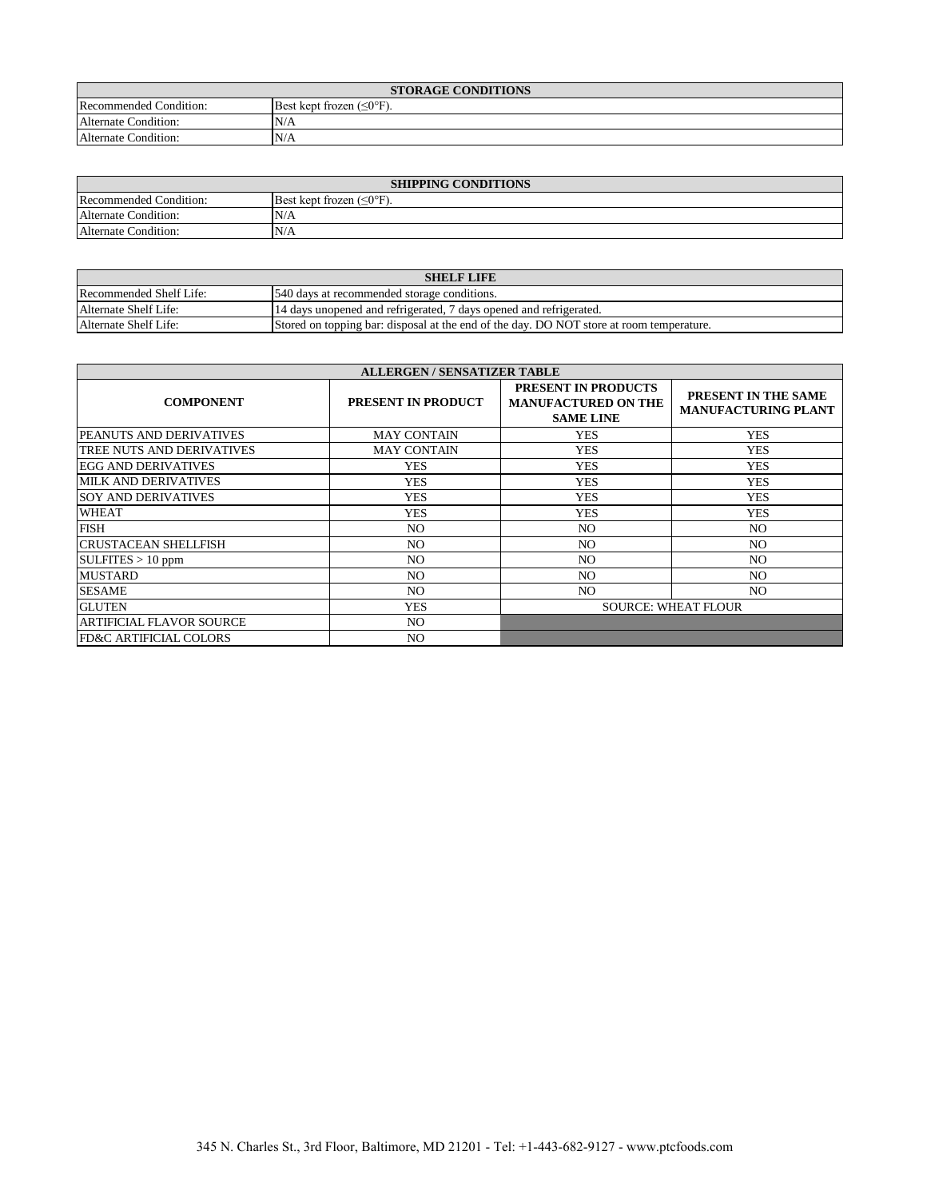| STORAGE CONDITIONS | |
|---|---|
| Recommended Condition: | Best kept frozen (≤0°F). |
| Alternate Condition: | N/A |
| Alternate Condition: | N/A |

| SHIPPING CONDITIONS | |
|---|---|
| Recommended Condition: | Best kept frozen (≤0°F). |
| Alternate Condition: | N/A |
| Alternate Condition: | N/A |

| SHELF LIFE | |
|---|---|
| Recommended Shelf Life: | 540 days at recommended storage conditions. |
| Alternate Shelf Life: | 14 days unopened and refrigerated, 7 days opened and refrigerated. |
| Alternate Shelf Life: | Stored on topping bar: disposal at the end of the day. DO NOT store at room temperature. |

| ALLERGEN / SENSATIZER TABLE | | | |
|---|---|---|---|
| **COMPONENT** | **PRESENT IN PRODUCT** | **PRESENT IN PRODUCTS MANUFACTURED ON THE SAME LINE** | **PRESENT IN THE SAME MANUFACTURING PLANT** |
| PEANUTS AND DERIVATIVES | MAY CONTAIN | YES | YES |
| TREE NUTS AND DERIVATIVES | MAY CONTAIN | YES | YES |
| EGG AND DERIVATIVES | YES | YES | YES |
| MILK AND DERIVATIVES | YES | YES | YES |
| SOY AND DERIVATIVES | YES | YES | YES |
| WHEAT | YES | YES | YES |
| FISH | NO | NO | NO |
| CRUSTACEAN SHELLFISH | NO | NO | NO |
| SULFITES > 10 ppm | NO | NO | NO |
| MUSTARD | NO | NO | NO |
| SESAME | NO | NO | NO |
| GLUTEN | YES | SOURCE: WHEAT FLOUR | |
| ARTIFICIAL FLAVOR SOURCE | NO | | |
| FD&C ARTIFICIAL COLORS | NO | | |

345 N. Charles St., 3rd Floor, Baltimore, MD 21201 - Tel: +1-443-682-9127 - www.ptcfoods.com